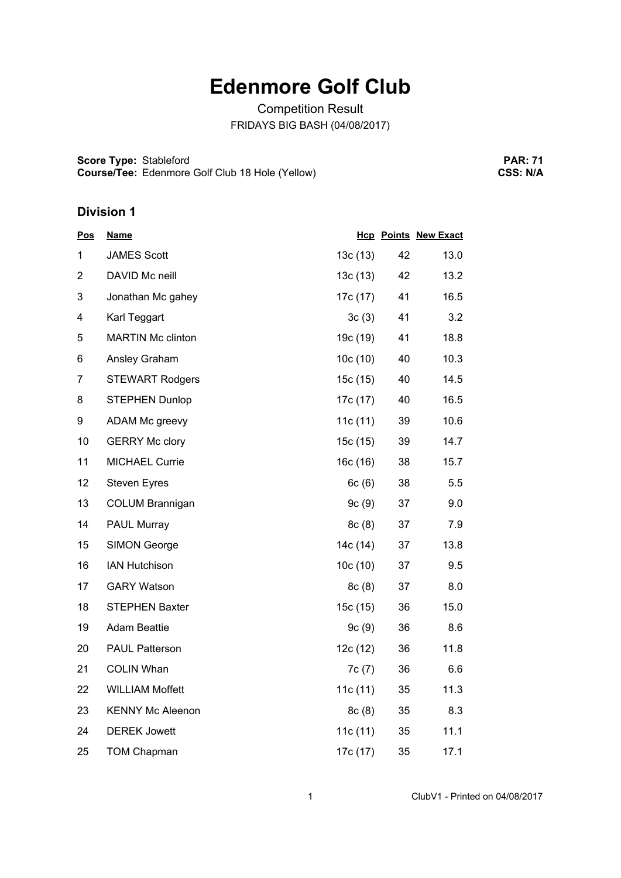# Edenmore Golf Club

Competition Result

FRIDAYS BIG BASH (04/08/2017)

**Score Type:** Stableford
**Course/Tee:** Edenmore Golf Club 18 Hole (Yellow)

**PAR: 71**
**CSS: N/A**

## Division 1

| Pos | Name | Hcp | Points | New Exact |
|---|---|---|---|---|
| 1 | JAMES Scott | 13c (13) | 42 | 13.0 |
| 2 | DAVID Mc neill | 13c (13) | 42 | 13.2 |
| 3 | Jonathan Mc gahey | 17c (17) | 41 | 16.5 |
| 4 | Karl Teggart | 3c (3) | 41 | 3.2 |
| 5 | MARTIN Mc clinton | 19c (19) | 41 | 18.8 |
| 6 | Ansley Graham | 10c (10) | 40 | 10.3 |
| 7 | STEWART Rodgers | 15c (15) | 40 | 14.5 |
| 8 | STEPHEN Dunlop | 17c (17) | 40 | 16.5 |
| 9 | ADAM Mc greevy | 11c (11) | 39 | 10.6 |
| 10 | GERRY Mc clory | 15c (15) | 39 | 14.7 |
| 11 | MICHAEL Currie | 16c (16) | 38 | 15.7 |
| 12 | Steven Eyres | 6c (6) | 38 | 5.5 |
| 13 | COLUM Brannigan | 9c (9) | 37 | 9.0 |
| 14 | PAUL Murray | 8c (8) | 37 | 7.9 |
| 15 | SIMON George | 14c (14) | 37 | 13.8 |
| 16 | IAN Hutchison | 10c (10) | 37 | 9.5 |
| 17 | GARY Watson | 8c (8) | 37 | 8.0 |
| 18 | STEPHEN Baxter | 15c (15) | 36 | 15.0 |
| 19 | Adam Beattie | 9c (9) | 36 | 8.6 |
| 20 | PAUL Patterson | 12c (12) | 36 | 11.8 |
| 21 | COLIN Whan | 7c (7) | 36 | 6.6 |
| 22 | WILLIAM Moffett | 11c (11) | 35 | 11.3 |
| 23 | KENNY Mc Aleenon | 8c (8) | 35 | 8.3 |
| 24 | DEREK Jowett | 11c (11) | 35 | 11.1 |
| 25 | TOM Chapman | 17c (17) | 35 | 17.1 |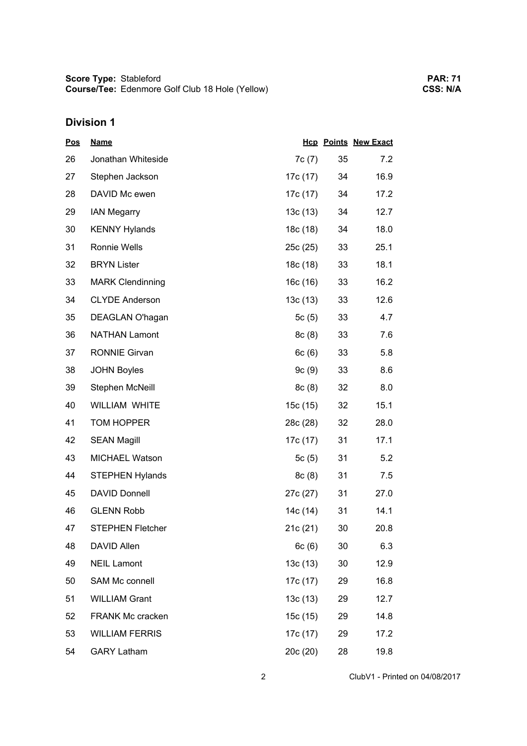**Score Type:** Stableford
**Course/Tee:** Edenmore Golf Club 18 Hole (Yellow)

**PAR: 71**
**CSS: N/A**

## Division 1

| Pos | Name | Hcp | Points | New Exact |
|---|---|---|---|---|
| 26 | Jonathan Whiteside | 7c (7) | 35 | 7.2 |
| 27 | Stephen Jackson | 17c (17) | 34 | 16.9 |
| 28 | DAVID Mc ewen | 17c (17) | 34 | 17.2 |
| 29 | IAN Megarry | 13c (13) | 34 | 12.7 |
| 30 | KENNY Hylands | 18c (18) | 34 | 18.0 |
| 31 | Ronnie Wells | 25c (25) | 33 | 25.1 |
| 32 | BRYN Lister | 18c (18) | 33 | 18.1 |
| 33 | MARK Clendinning | 16c (16) | 33 | 16.2 |
| 34 | CLYDE Anderson | 13c (13) | 33 | 12.6 |
| 35 | DEAGLAN O'hagan | 5c (5) | 33 | 4.7 |
| 36 | NATHAN Lamont | 8c (8) | 33 | 7.6 |
| 37 | RONNIE Girvan | 6c (6) | 33 | 5.8 |
| 38 | JOHN Boyles | 9c (9) | 33 | 8.6 |
| 39 | Stephen McNeill | 8c (8) | 32 | 8.0 |
| 40 | WILLIAM WHITE | 15c (15) | 32 | 15.1 |
| 41 | TOM HOPPER | 28c (28) | 32 | 28.0 |
| 42 | SEAN Magill | 17c (17) | 31 | 17.1 |
| 43 | MICHAEL Watson | 5c (5) | 31 | 5.2 |
| 44 | STEPHEN Hylands | 8c (8) | 31 | 7.5 |
| 45 | DAVID Donnell | 27c (27) | 31 | 27.0 |
| 46 | GLENN Robb | 14c (14) | 31 | 14.1 |
| 47 | STEPHEN Fletcher | 21c (21) | 30 | 20.8 |
| 48 | DAVID Allen | 6c (6) | 30 | 6.3 |
| 49 | NEIL Lamont | 13c (13) | 30 | 12.9 |
| 50 | SAM Mc connell | 17c (17) | 29 | 16.8 |
| 51 | WILLIAM Grant | 13c (13) | 29 | 12.7 |
| 52 | FRANK Mc cracken | 15c (15) | 29 | 14.8 |
| 53 | WILLIAM FERRIS | 17c (17) | 29 | 17.2 |
| 54 | GARY Latham | 20c (20) | 28 | 19.8 |

ClubV1 - Printed on 04/08/2017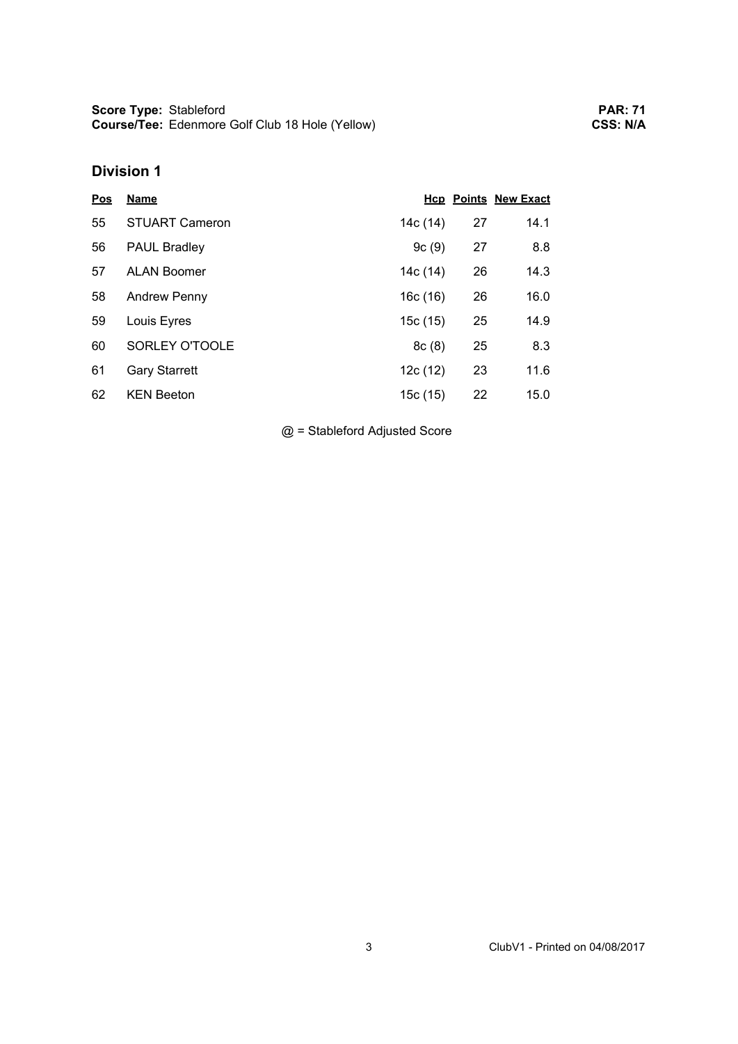**Score Type:** Stableford
**Course/Tee:** Edenmore Golf Club 18 Hole (Yellow)

**PAR: 71**
**CSS: N/A**

## Division 1

| Pos | Name | Hcp | Points | New Exact |
|---|---|---|---|---|
| 55 | STUART Cameron | 14c (14) | 27 | 14.1 |
| 56 | PAUL Bradley | 9c (9) | 27 | 8.8 |
| 57 | ALAN Boomer | 14c (14) | 26 | 14.3 |
| 58 | Andrew Penny | 16c (16) | 26 | 16.0 |
| 59 | Louis Eyres | 15c (15) | 25 | 14.9 |
| 60 | SORLEY O'TOOLE | 8c (8) | 25 | 8.3 |
| 61 | Gary Starrett | 12c (12) | 23 | 11.6 |
| 62 | KEN Beeton | 15c (15) | 22 | 15.0 |

@ = Stableford Adjusted Score

ClubV1 - Printed on 04/08/2017